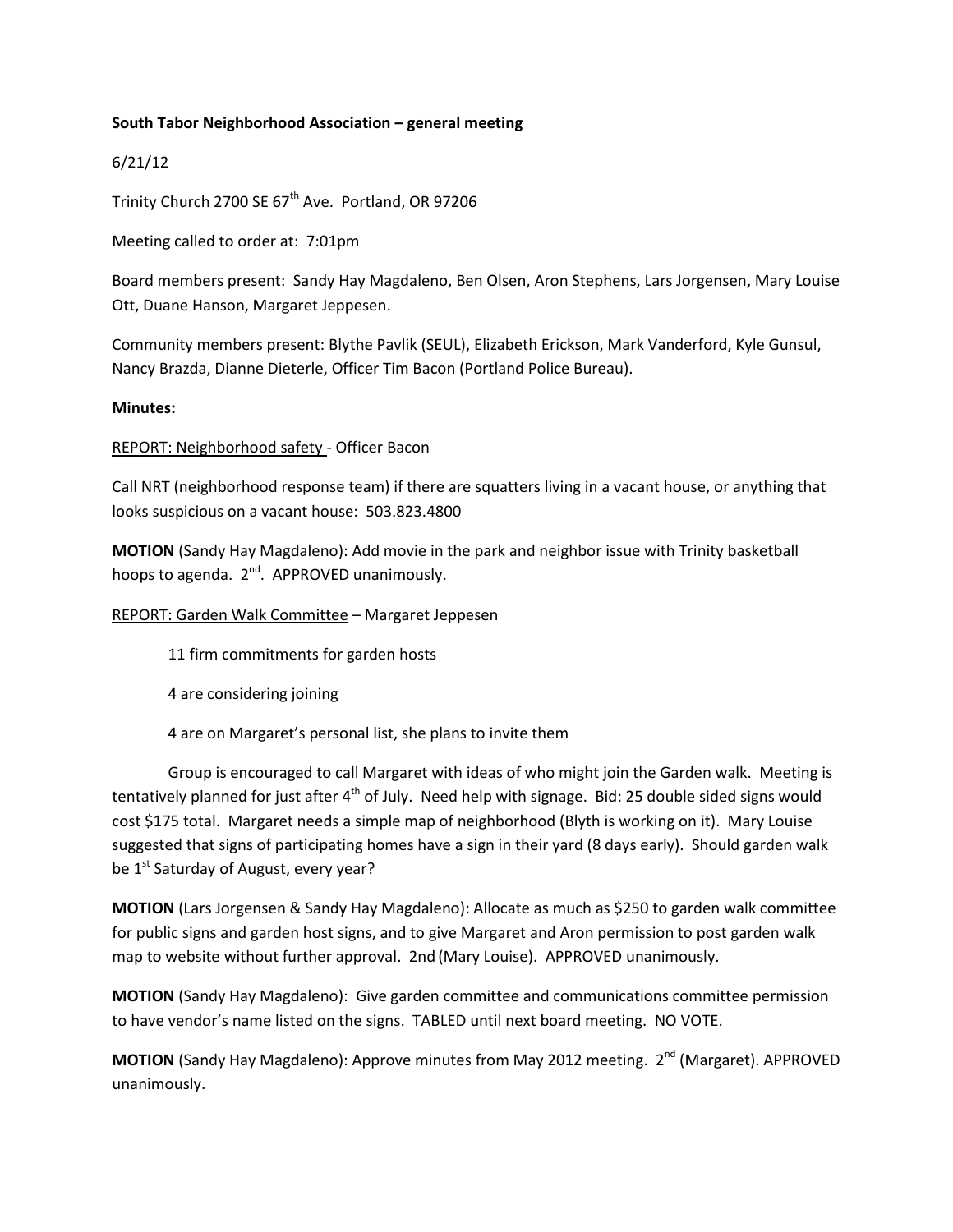**South Tabor Neighborhood Association – general meeting**

6/21/12

Trinity Church 2700 SE 67th Ave. Portland, OR 97206

Meeting called to order at: 7:01pm

Board members present: Sandy Hay Magdaleno, Ben Olsen, Aron Stephens, Lars Jorgensen, Mary Louise Ott, Duane Hanson, Margaret Jeppesen.

Community members present: Blythe Pavlik (SEUL), Elizabeth Erickson, Mark Vanderford, Kyle Gunsul, Nancy Brazda, Dianne Dieterle, Officer Tim Bacon (Portland Police Bureau).

**Minutes:**

REPORT: Neighborhood safety - Officer Bacon

Call NRT (neighborhood response team) if there are squatters living in a vacant house, or anything that looks suspicious on a vacant house: 503.823.4800

**MOTION** (Sandy Hay Magdaleno): Add movie in the park and neighbor issue with Trinity basketball hoops to agenda. 2nd. APPROVED unanimously.

REPORT: Garden Walk Committee – Margaret Jeppesen

> 11 firm commitments for garden hosts
>
> 4 are considering joining
>
> 4 are on Margaret's personal list, she plans to invite them

Group is encouraged to call Margaret with ideas of who might join the Garden walk. Meeting is tentatively planned for just after 4th of July. Need help with signage. Bid: 25 double sided signs would cost $175 total. Margaret needs a simple map of neighborhood (Blyth is working on it). Mary Louise suggested that signs of participating homes have a sign in their yard (8 days early). Should garden walk be 1st Saturday of August, every year?

**MOTION** (Lars Jorgensen & Sandy Hay Magdaleno): Allocate as much as $250 to garden walk committee for public signs and garden host signs, and to give Margaret and Aron permission to post garden walk map to website without further approval. 2nd (Mary Louise). APPROVED unanimously.

**MOTION** (Sandy Hay Magdaleno): Give garden committee and communications committee permission to have vendor's name listed on the signs. TABLED until next board meeting. NO VOTE.

**MOTION** (Sandy Hay Magdaleno): Approve minutes from May 2012 meeting. 2nd (Margaret). APPROVED unanimously.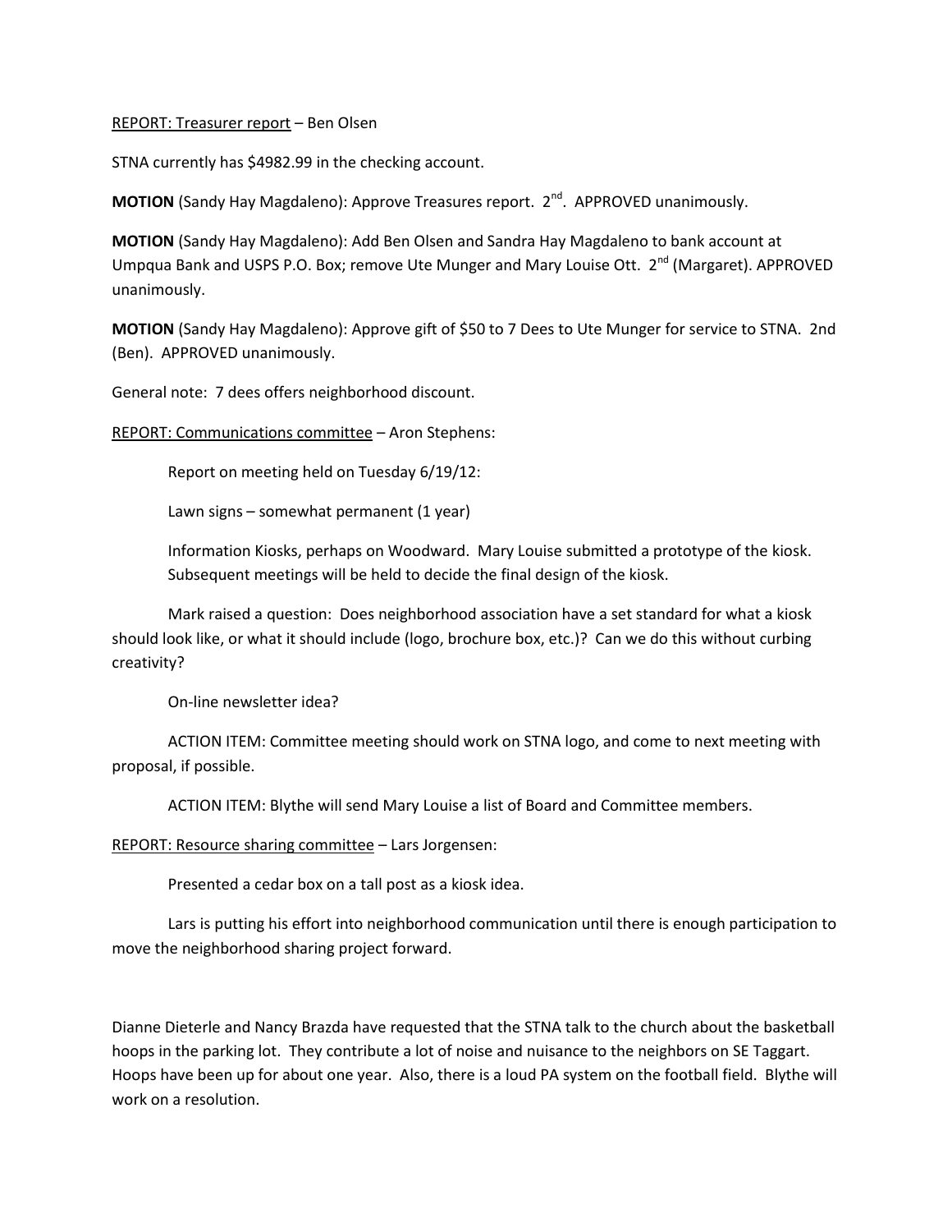<u>REPORT: Treasurer report</u> – Ben Olsen

STNA currently has $4982.99 in the checking account.

**MOTION** (Sandy Hay Magdaleno): Approve Treasures report. 2nd. APPROVED unanimously.

**MOTION** (Sandy Hay Magdaleno): Add Ben Olsen and Sandra Hay Magdaleno to bank account at Umpqua Bank and USPS P.O. Box; remove Ute Munger and Mary Louise Ott. 2nd (Margaret). APPROVED unanimously.

**MOTION** (Sandy Hay Magdaleno): Approve gift of $50 to 7 Dees to Ute Munger for service to STNA. 2nd (Ben). APPROVED unanimously.

General note: 7 dees offers neighborhood discount.

<u>REPORT: Communications committee</u> – Aron Stephens:

Report on meeting held on Tuesday 6/19/12:

Lawn signs – somewhat permanent (1 year)

Information Kiosks, perhaps on Woodward. Mary Louise submitted a prototype of the kiosk. Subsequent meetings will be held to decide the final design of the kiosk.

Mark raised a question: Does neighborhood association have a set standard for what a kiosk should look like, or what it should include (logo, brochure box, etc.)? Can we do this without curbing creativity?

On-line newsletter idea?

ACTION ITEM: Committee meeting should work on STNA logo, and come to next meeting with proposal, if possible.

ACTION ITEM: Blythe will send Mary Louise a list of Board and Committee members.

<u>REPORT: Resource sharing committee</u> – Lars Jorgensen:

Presented a cedar box on a tall post as a kiosk idea.

Lars is putting his effort into neighborhood communication until there is enough participation to move the neighborhood sharing project forward.

Dianne Dieterle and Nancy Brazda have requested that the STNA talk to the church about the basketball hoops in the parking lot. They contribute a lot of noise and nuisance to the neighbors on SE Taggart. Hoops have been up for about one year. Also, there is a loud PA system on the football field. Blythe will work on a resolution.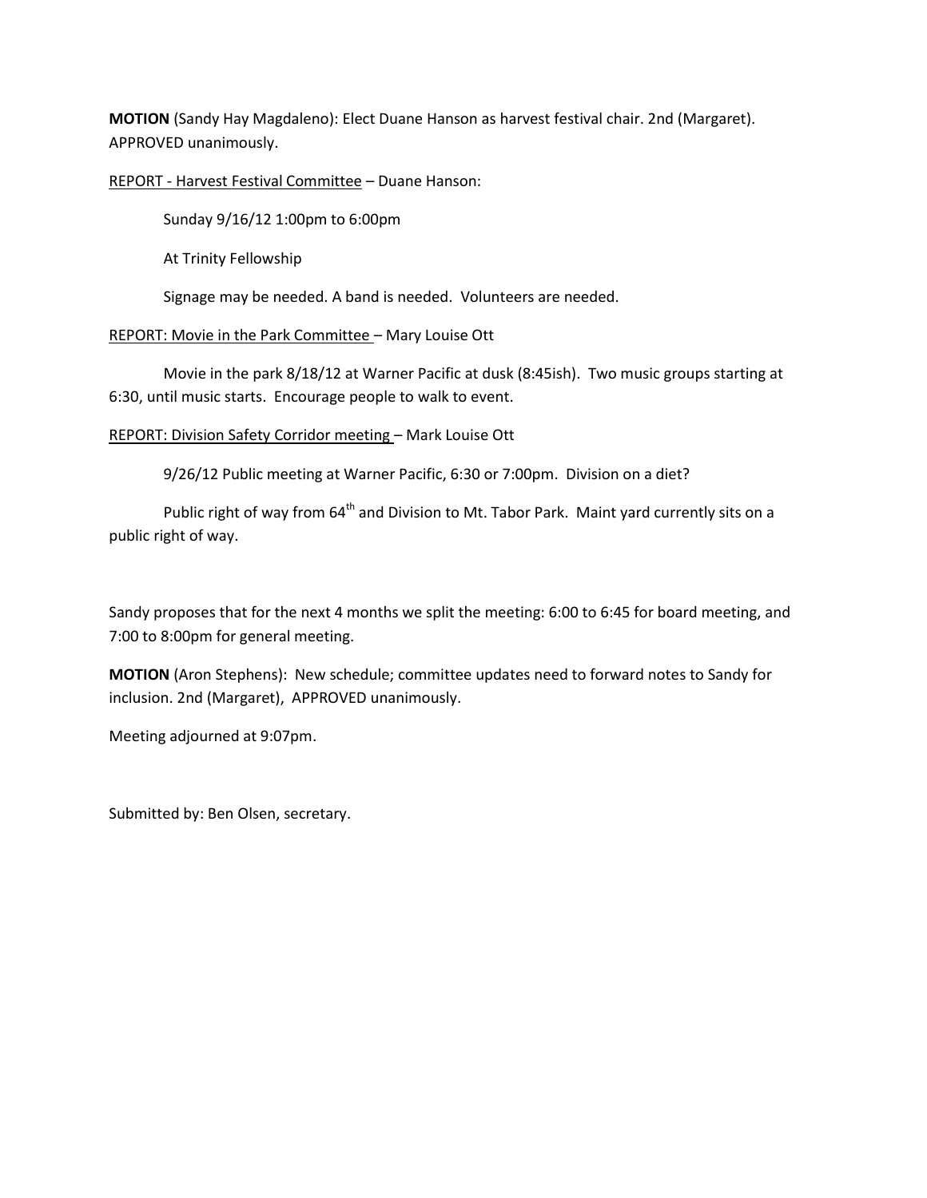**MOTION** (Sandy Hay Magdaleno): Elect Duane Hanson as harvest festival chair. 2nd (Margaret). APPROVED unanimously.

REPORT - Harvest Festival Committee – Duane Hanson:

Sunday 9/16/12 1:00pm to 6:00pm

At Trinity Fellowship

Signage may be needed. A band is needed. Volunteers are needed.

REPORT: Movie in the Park Committee – Mary Louise Ott

Movie in the park 8/18/12 at Warner Pacific at dusk (8:45ish). Two music groups starting at 6:30, until music starts. Encourage people to walk to event.

REPORT: Division Safety Corridor meeting – Mark Louise Ott

9/26/12 Public meeting at Warner Pacific, 6:30 or 7:00pm. Division on a diet?

Public right of way from 64th and Division to Mt. Tabor Park. Maint yard currently sits on a public right of way.

Sandy proposes that for the next 4 months we split the meeting: 6:00 to 6:45 for board meeting, and 7:00 to 8:00pm for general meeting.

**MOTION** (Aron Stephens): New schedule; committee updates need to forward notes to Sandy for inclusion. 2nd (Margaret), APPROVED unanimously.

Meeting adjourned at 9:07pm.

Submitted by: Ben Olsen, secretary.